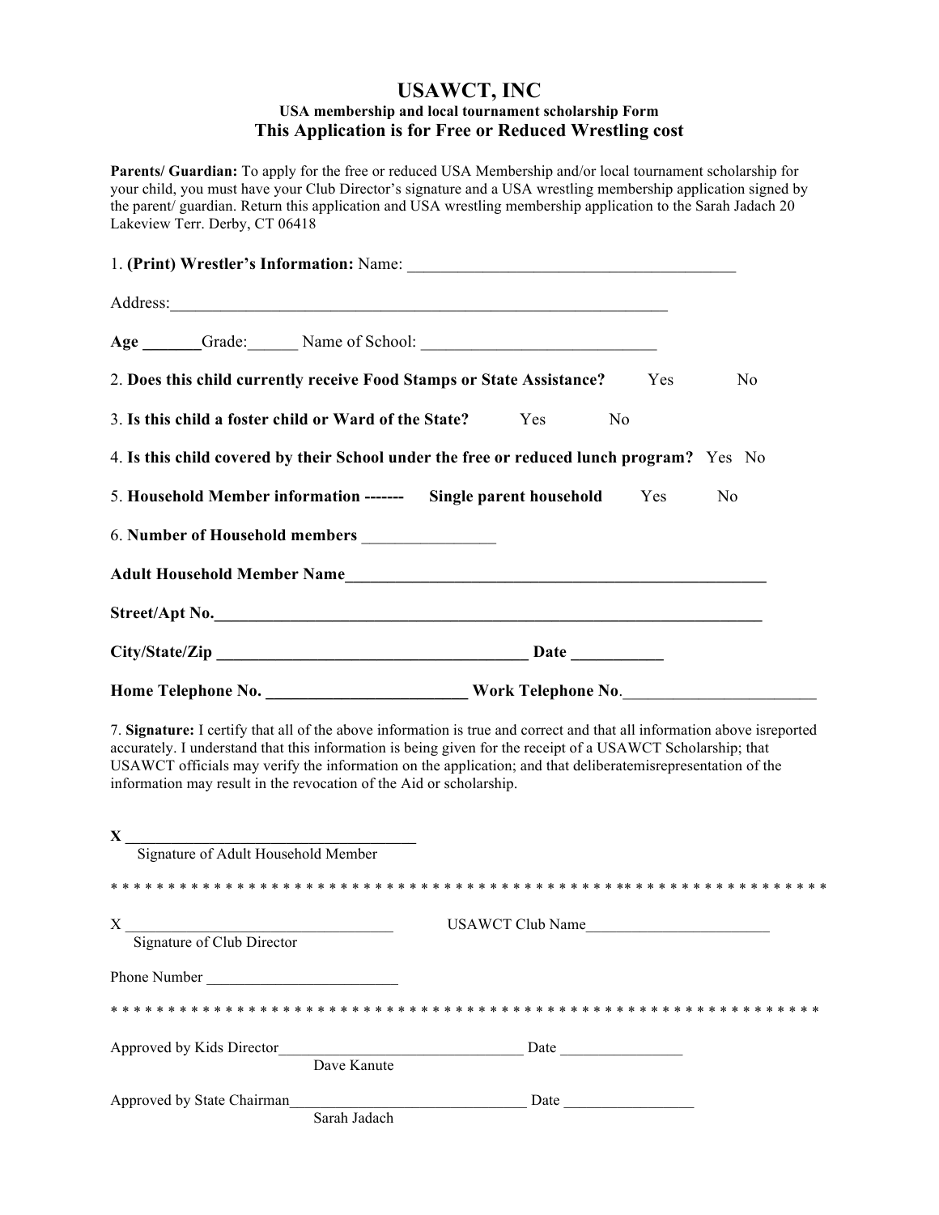# USAWCT, INC

**USA membership and local tournament scholarship Form**

## This Application is for Free or Reduced Wrestling cost

**Parents/ Guardian:** To apply for the free or reduced USA Membership and/or local tournament scholarship for your child, you must have your Club Director's signature and a USA wrestling membership application signed by the parent/ guardian. Return this application and USA wrestling membership application to the Sarah Jadach 20 Lakeview Terr. Derby, CT 06418

1. **(Print) Wrestler's Information:** Name: ________________________________________

Address:______________________________________________________________

**Age** _______Grade:______ Name of School: ____________________________

2. **Does this child currently receive Food Stamps or State Assistance?** Yes No

3. **Is this child a foster child or Ward of the State?** Yes No

4. **Is this child covered by their School under the free or reduced lunch program?** Yes No

5. **Household Member information ------- Single parent household** Yes No

6. **Number of Household members** ________________

**Adult Household Member Name**____________________________________________________

**Street/Apt No.**____________________________________________________________________

**City/State/Zip** ______________________________________ **Date** ___________

**Home Telephone No.** ________________________ **Work Telephone No**.________________________

7. **Signature:** I certify that all of the above information is true and correct and that all information above isreported accurately. I understand that this information is being given for the receipt of a USAWCT Scholarship; that USAWCT officials may verify the information on the application; and that deliberatemisrepresentation of the information may result in the revocation of the Aid or scholarship.

**X** ____________________________________
Signature of Adult Household Member

* * * * * * * * * * * * * * * * * * * * * * * * * * * * * * * * * * * * * * * * * * * * * * * * * * * * * * * * * * * * * * * *

X __________________________________ USAWCT Club Name________________________
Signature of Club Director

Phone Number ________________________

* * * * * * * * * * * * * * * * * * * * * * * * * * * * * * * * * * * * * * * * * * * * * * * * * * * * * * * * * * * * * * *

Approved by Kids Director________________________________ Date ________________
Dave Kanute

Approved by State Chairman_______________________________ Date _________________
Sarah Jadach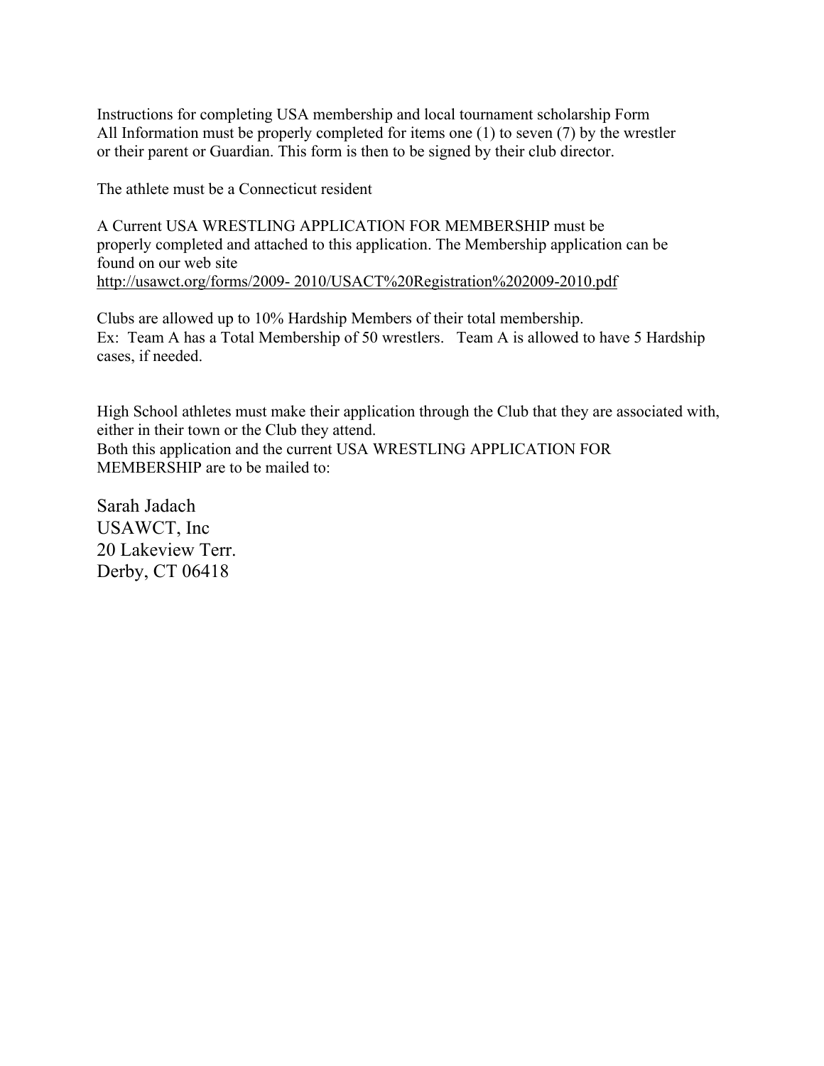Instructions for completing USA membership and local tournament scholarship Form
All Information must be properly completed for items one (1) to seven (7) by the wrestler or their parent or Guardian. This form is then to be signed by their club director.

The athlete must be a Connecticut resident

A Current USA WRESTLING APPLICATION FOR MEMBERSHIP must be properly completed and attached to this application. The Membership application can be found on our web site
http://usawct.org/forms/2009- 2010/USACT%20Registration%202009-2010.pdf

Clubs are allowed up to 10% Hardship Members of their total membership.
Ex: Team A has a Total Membership of 50 wrestlers. Team A is allowed to have 5 Hardship cases, if needed.

High School athletes must make their application through the Club that they are associated with, either in their town or the Club they attend.
Both this application and the current USA WRESTLING APPLICATION FOR MEMBERSHIP are to be mailed to:

Sarah Jadach
USAWCT, Inc
20 Lakeview Terr.
Derby, CT 06418